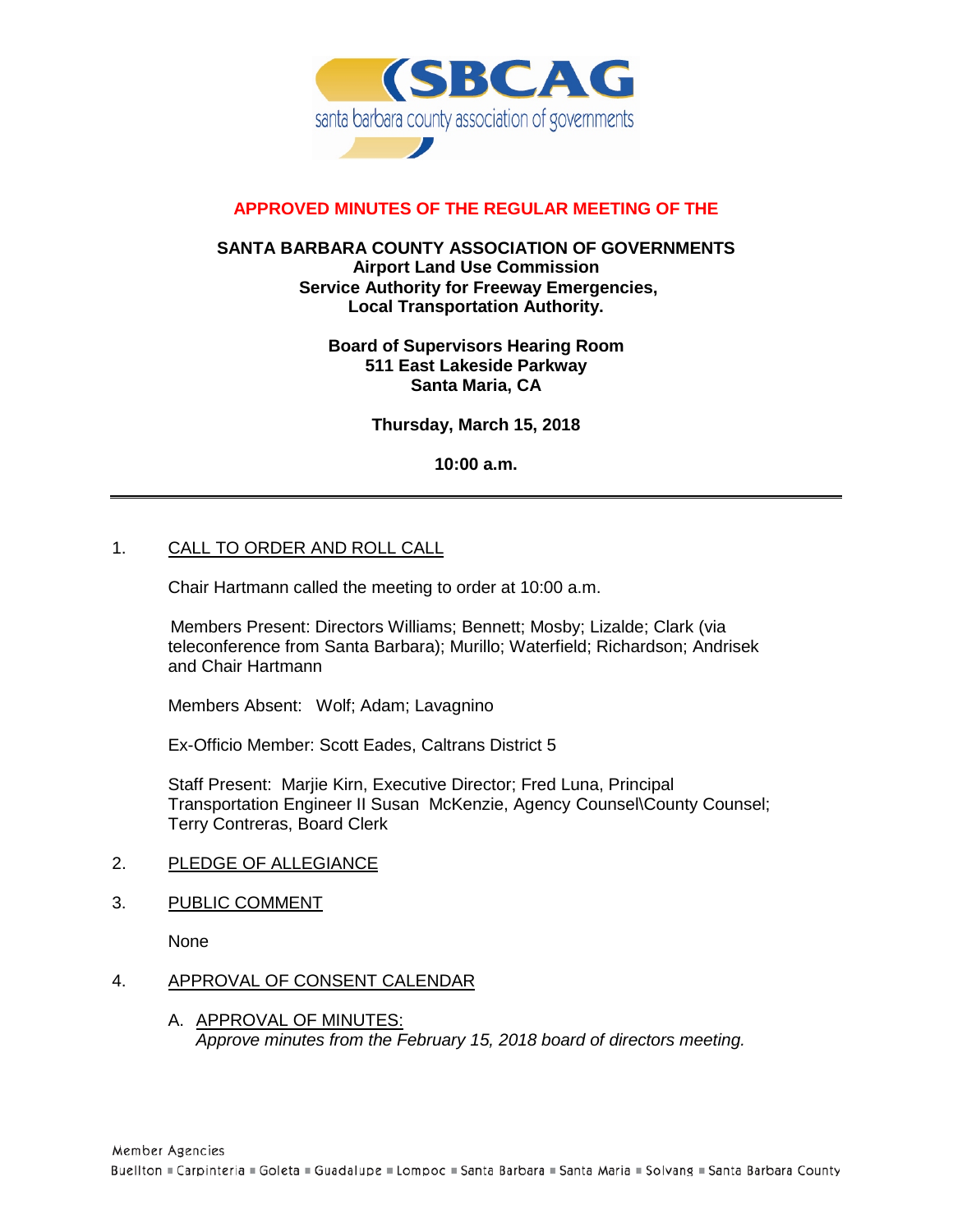# APPROVED MINUTES OF THE REGULAR MEETING OF THE

**SANTA BARBARA COUNTY ASSOCIATION OF GOVERNMENTS**
**Airport Land Use Commission**
**Service Authority for Freeway Emergencies,**
**Local Transportation Authority.**

**Board of Supervisors Hearing Room**
**511 East Lakeside Parkway**
**Santa Maria, CA**

**Thursday, March 15, 2018**

**10:00 a.m.**

---

1. CALL TO ORDER AND ROLL CALL

   Chair Hartmann called the meeting to order at 10:00 a.m.

   Members Present: Directors Williams; Bennett; Mosby; Lizalde; Clark (via teleconference from Santa Barbara); Murillo; Waterfield; Richardson; Andrisek and Chair Hartmann

   Members Absent: Wolf; Adam; Lavagnino

   Ex-Officio Member: Scott Eades, Caltrans District 5

   Staff Present: Marjie Kirn, Executive Director; Fred Luna, Principal Transportation Engineer II Susan McKenzie, Agency Counsel\County Counsel; Terry Contreras, Board Clerk

2. PLEDGE OF ALLEGIANCE

3. PUBLIC COMMENT

   None

4. APPROVAL OF CONSENT CALENDAR

   A. APPROVAL OF MINUTES:
   *Approve minutes from the February 15, 2018 board of directors meeting.*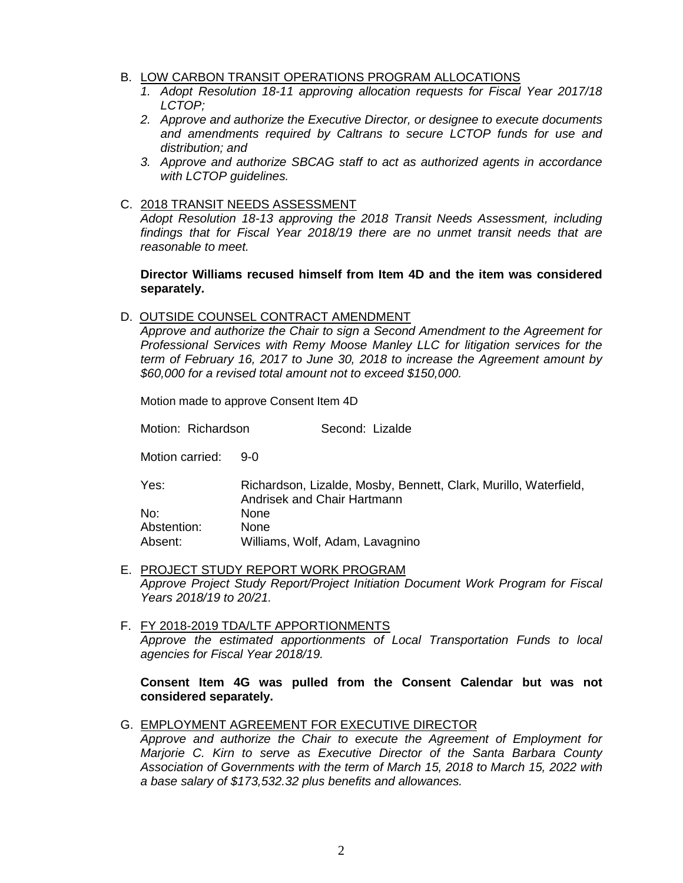B. LOW CARBON TRANSIT OPERATIONS PROGRAM ALLOCATIONS

   1. *Adopt Resolution 18-11 approving allocation requests for Fiscal Year 2017/18 LCTOP;*
   2. *Approve and authorize the Executive Director, or designee to execute documents and amendments required by Caltrans to secure LCTOP funds for use and distribution; and*
   3. *Approve and authorize SBCAG staff to act as authorized agents in accordance with LCTOP guidelines.*

C. 2018 TRANSIT NEEDS ASSESSMENT

   *Adopt Resolution 18-13 approving the 2018 Transit Needs Assessment, including findings that for Fiscal Year 2018/19 there are no unmet transit needs that are reasonable to meet.*

   **Director Williams recused himself from Item 4D and the item was considered separately.**

D. OUTSIDE COUNSEL CONTRACT AMENDMENT

   *Approve and authorize the Chair to sign a Second Amendment to the Agreement for Professional Services with Remy Moose Manley LLC for litigation services for the term of February 16, 2017 to June 30, 2018 to increase the Agreement amount by $60,000 for a revised total amount not to exceed $150,000.*

   Motion made to approve Consent Item 4D

   Motion: Richardson Second: Lizalde

   Motion carried: 9-0

   | | |
   |---|---|
   | Yes: | Richardson, Lizalde, Mosby, Bennett, Clark, Murillo, Waterfield, Andrisek and Chair Hartmann |
   | No: | None |
   | Abstention: | None |
   | Absent: | Williams, Wolf, Adam, Lavagnino |

E. PROJECT STUDY REPORT WORK PROGRAM

   *Approve Project Study Report/Project Initiation Document Work Program for Fiscal Years 2018/19 to 20/21.*

F. FY 2018-2019 TDA/LTF APPORTIONMENTS

   *Approve the estimated apportionments of Local Transportation Funds to local agencies for Fiscal Year 2018/19.*

   **Consent Item 4G was pulled from the Consent Calendar but was not considered separately.**

G. EMPLOYMENT AGREEMENT FOR EXECUTIVE DIRECTOR

   *Approve and authorize the Chair to execute the Agreement of Employment for Marjorie C. Kirn to serve as Executive Director of the Santa Barbara County Association of Governments with the term of March 15, 2018 to March 15, 2022 with a base salary of $173,532.32 plus benefits and allowances.*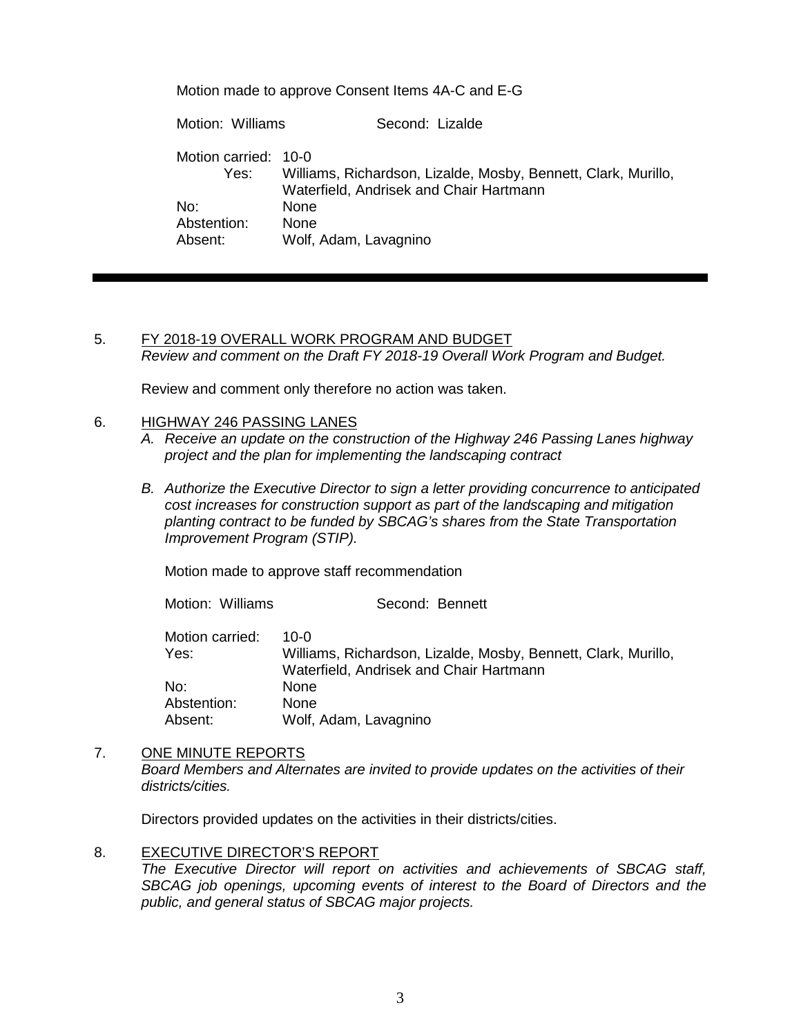Motion made to approve Consent Items 4A-C and E-G

Motion: Williams Second: Lizalde

| | |
|---|---|
| Motion carried: | 10-0 |
| Yes: | Williams, Richardson, Lizalde, Mosby, Bennett, Clark, Murillo, Waterfield, Andrisek and Chair Hartmann |
| No: | None |
| Abstention: | None |
| Absent: | Wolf, Adam, Lavagnino |

---

5. <u>FY 2018-19 OVERALL WORK PROGRAM AND BUDGET</u>
   *Review and comment on the Draft FY 2018-19 Overall Work Program and Budget.*

   Review and comment only therefore no action was taken.

6. <u>HIGHWAY 246 PASSING LANES</u>
   *A. Receive an update on the construction of the Highway 246 Passing Lanes highway project and the plan for implementing the landscaping contract*

   *B. Authorize the Executive Director to sign a letter providing concurrence to anticipated cost increases for construction support as part of the landscaping and mitigation planting contract to be funded by SBCAG's shares from the State Transportation Improvement Program (STIP).*

   Motion made to approve staff recommendation

   Motion: Williams Second: Bennett

   | | |
   |---|---|
   | Motion carried: | 10-0 |
   | Yes: | Williams, Richardson, Lizalde, Mosby, Bennett, Clark, Murillo, Waterfield, Andrisek and Chair Hartmann |
   | No: | None |
   | Abstention: | None |
   | Absent: | Wolf, Adam, Lavagnino |

7. <u>ONE MINUTE REPORTS</u>
   *Board Members and Alternates are invited to provide updates on the activities of their districts/cities.*

   Directors provided updates on the activities in their districts/cities.

8. <u>EXECUTIVE DIRECTOR'S REPORT</u>
   *The Executive Director will report on activities and achievements of SBCAG staff, SBCAG job openings, upcoming events of interest to the Board of Directors and the public, and general status of SBCAG major projects.*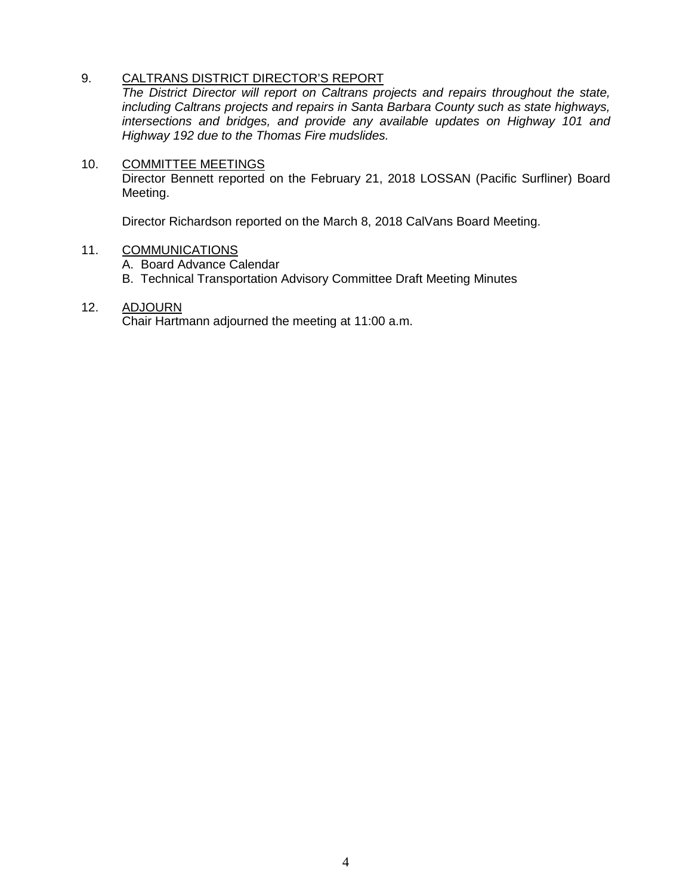9. <u>CALTRANS DISTRICT DIRECTOR'S REPORT</u>

   *The District Director will report on Caltrans projects and repairs throughout the state, including Caltrans projects and repairs in Santa Barbara County such as state highways, intersections and bridges, and provide any available updates on Highway 101 and Highway 192 due to the Thomas Fire mudslides.*

10. <u>COMMITTEE MEETINGS</u>

    Director Bennett reported on the February 21, 2018 LOSSAN (Pacific Surfliner) Board Meeting.

    Director Richardson reported on the March 8, 2018 CalVans Board Meeting.

11. <u>COMMUNICATIONS</u>

    A. Board Advance Calendar
    B. Technical Transportation Advisory Committee Draft Meeting Minutes

12. <u>ADJOURN</u>

    Chair Hartmann adjourned the meeting at 11:00 a.m.